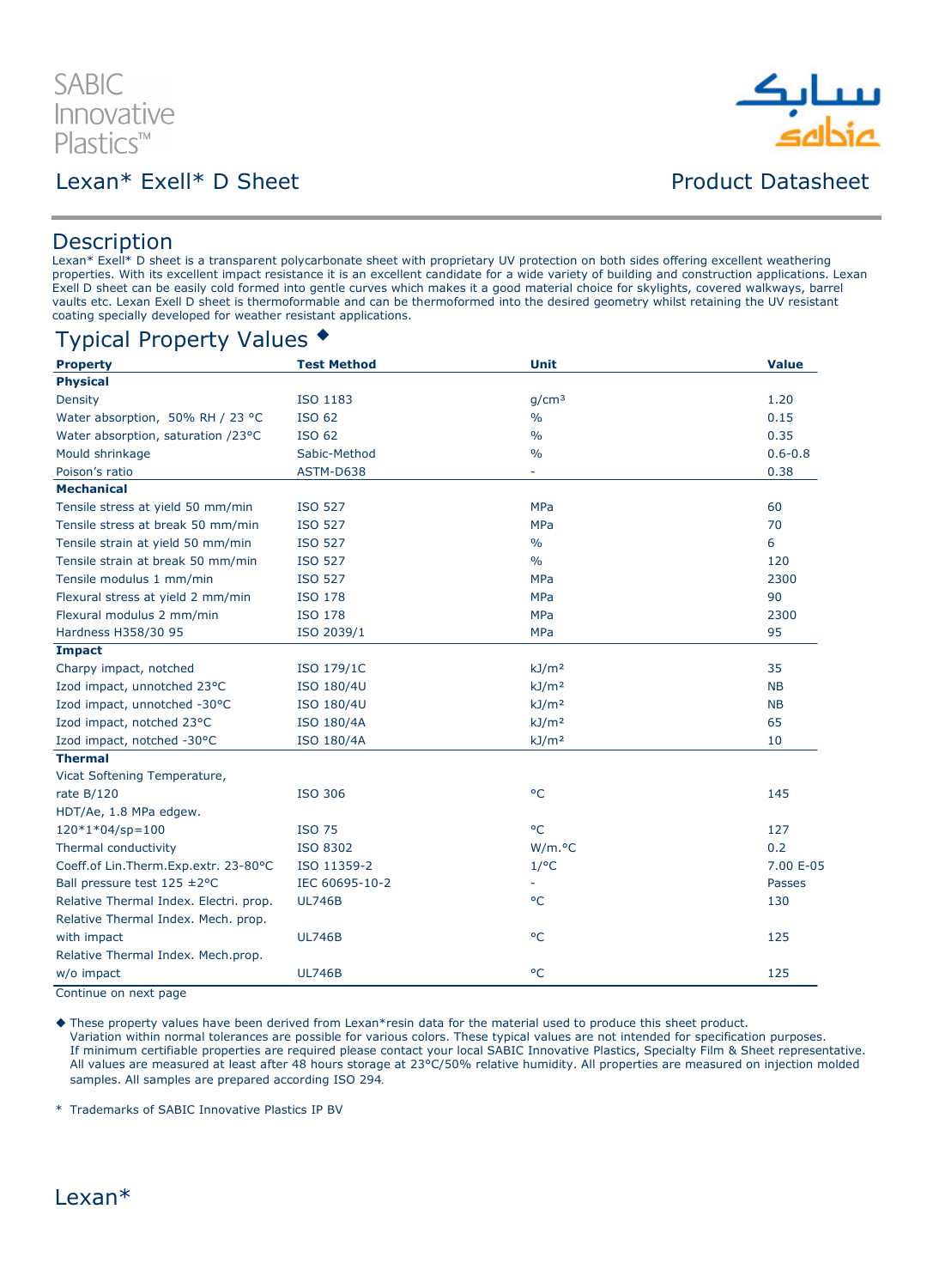SABIC Innovative Plastics™

# Lexan* Exell* D Sheet

Product Datasheet

## Description

Lexan* Exell* D sheet is a transparent polycarbonate sheet with proprietary UV protection on both sides offering excellent weathering properties. With its excellent impact resistance it is an excellent candidate for a wide variety of building and construction applications. Lexan Exell D sheet can be easily cold formed into gentle curves which makes it a good material choice for skylights, covered walkways, barrel vaults etc. Lexan Exell D sheet is thermoformable and can be thermoformed into the desired geometry whilst retaining the UV resistant coating specially developed for weather resistant applications.

## Typical Property Values ◆

| Property | Test Method | Unit | Value |
|---|---|---|---|
| **Physical** | | | |
| Density | ISO 1183 | g/cm³ | 1.20 |
| Water absorption, 50% RH / 23 °C | ISO 62 | % | 0.15 |
| Water absorption, saturation /23°C | ISO 62 | % | 0.35 |
| Mould shrinkage | Sabic-Method | % | 0.6-0.8 |
| Poison's ratio | ASTM-D638 | - | 0.38 |
| **Mechanical** | | | |
| Tensile stress at yield 50 mm/min | ISO 527 | MPa | 60 |
| Tensile stress at break 50 mm/min | ISO 527 | MPa | 70 |
| Tensile strain at yield 50 mm/min | ISO 527 | % | 6 |
| Tensile strain at break 50 mm/min | ISO 527 | % | 120 |
| Tensile modulus 1 mm/min | ISO 527 | MPa | 2300 |
| Flexural stress at yield 2 mm/min | ISO 178 | MPa | 90 |
| Flexural modulus 2 mm/min | ISO 178 | MPa | 2300 |
| Hardness H358/30 95 | ISO 2039/1 | MPa | 95 |
| **Impact** | | | |
| Charpy impact, notched | ISO 179/1C | kJ/m² | 35 |
| Izod impact, unnotched 23°C | ISO 180/4U | kJ/m² | NB |
| Izod impact, unnotched -30°C | ISO 180/4U | kJ/m² | NB |
| Izod impact, notched 23°C | ISO 180/4A | kJ/m² | 65 |
| Izod impact, notched -30°C | ISO 180/4A | kJ/m² | 10 |
| **Thermal** | | | |
| Vicat Softening Temperature, rate B/120 | ISO 306 | °C | 145 |
| HDT/Ae, 1.8 MPa edgew. 120*1*04/sp=100 | ISO 75 | °C | 127 |
| Thermal conductivity | ISO 8302 | W/m.°C | 0.2 |
| Coeff.of Lin.Therm.Exp.extr. 23-80°C | ISO 11359-2 | 1/°C | 7.00 E-05 |
| Ball pressure test 125 ±2°C | IEC 60695-10-2 | - | Passes |
| Relative Thermal Index. Electri. prop. | UL746B | °C | 130 |
| Relative Thermal Index. Mech. prop. with impact | UL746B | °C | 125 |
| Relative Thermal Index. Mech.prop. w/o impact | UL746B | °C | 125 |

Continue on next page

◆ These property values have been derived from Lexan*resin data for the material used to produce this sheet product. Variation within normal tolerances are possible for various colors. These typical values are not intended for specification purposes. If minimum certifiable properties are required please contact your local SABIC Innovative Plastics, Specialty Film & Sheet representative. All values are measured at least after 48 hours storage at 23°C/50% relative humidity. All properties are measured on injection molded samples. All samples are prepared according ISO 294.

\* Trademarks of SABIC Innovative Plastics IP BV

Lexan*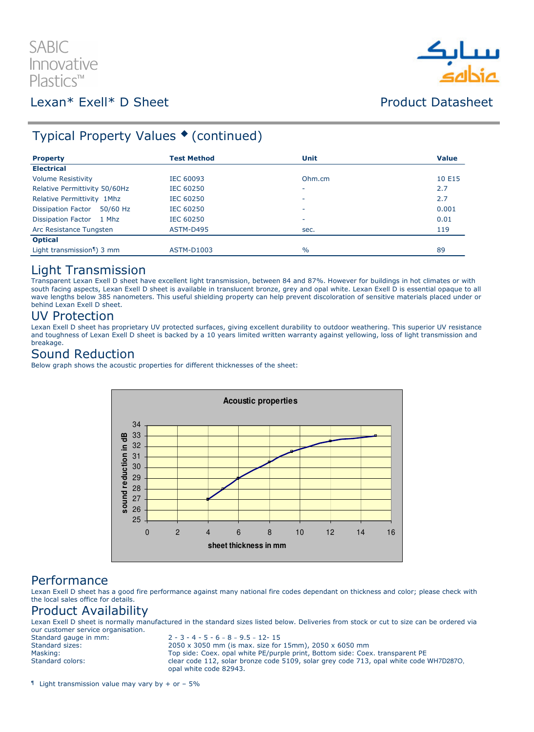# Lexan* Exell* D Sheet

Product Datasheet

## Typical Property Values ◆ (continued)

| Property | Test Method | Unit | Value |
|---|---|---|---|
| **Electrical** | | | |
| Volume Resistivity | IEC 60093 | Ohm.cm | 10 E15 |
| Relative Permittivity 50/60Hz | IEC 60250 | - | 2.7 |
| Relative Permittivity 1Mhz | IEC 60250 | - | 2.7 |
| Dissipation Factor 50/60 Hz | IEC 60250 | - | 0.001 |
| Dissipation Factor 1 Mhz | IEC 60250 | - | 0.01 |
| Arc Resistance Tungsten | ASTM-D495 | sec. | 119 |
| **Optical** | | | |
| Light transmission¶) 3 mm | ASTM-D1003 | % | 89 |

## Light Transmission

Transparent Lexan Exell D sheet have excellent light transmission, between 84 and 87%. However for buildings in hot climates or with south facing aspects, Lexan Exell D sheet is available in translucent bronze, grey and opal white. Lexan Exell D is essential opaque to all wave lengths below 385 nanometers. This useful shielding property can help prevent discoloration of sensitive materials placed under or behind Lexan Exell D sheet.

## UV Protection

Lexan Exell D sheet has proprietary UV protected surfaces, giving excellent durability to outdoor weathering. This superior UV resistance and toughness of Lexan Exell D sheet is backed by a 10 years limited written warranty against yellowing, loss of light transmission and breakage.

## Sound Reduction

Below graph shows the acoustic properties for different thicknesses of the sheet:

**Acoustic properties**

| sheet thickness in mm | sound reduction in dB |
|---|---|
| 4 | 27 |
| 5 | 28 |
| 6 | 29 |
| 8 | 30.5 |
| 9.5 | 31.5 |
| 12 | 32.5 |
| 15 | 33 |

## Performance

Lexan Exell D sheet has a good fire performance against many national fire codes dependant on thickness and color; please check with the local sales office for details.

## Product Availability

Lexan Exell D sheet is normally manufactured in the standard sizes listed below. Deliveries from stock or cut to size can be ordered via our customer service organisation.

| | |
|---|---|
| Standard gauge in mm: | 2 - 3 - 4 - 5 - 6 – 8 – 9.5 – 12- 15 |
| Standard sizes: | 2050 x 3050 mm (is max. size for 15mm), 2050 x 6050 mm |
| Masking: | Top side: Coex. opal white PE/purple print, Bottom side: Coex. transparent PE |
| Standard colors: | clear code 112, solar bronze code 5109, solar grey code 713, opal white code WH7D287O, opal white code 82943. |

¶ Light transmission value may vary by + or – 5%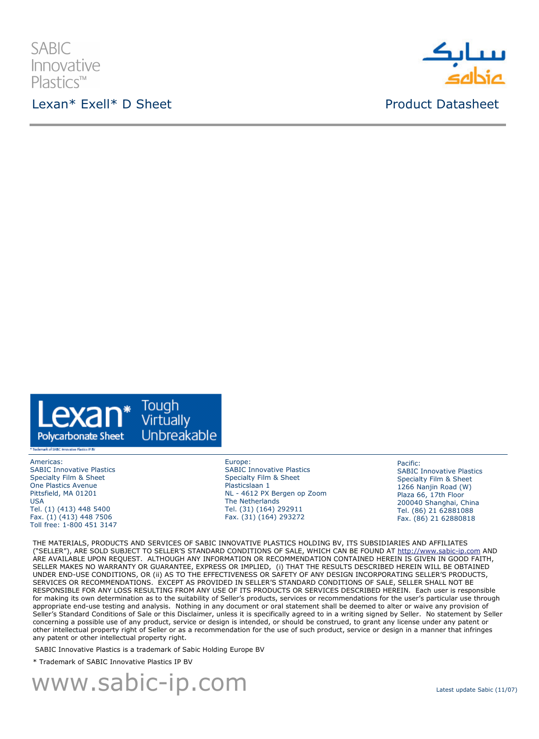SABIC Innovative Plastics™

Lexan* Exell* D Sheet

Product Datasheet

Lexan* Polycarbonate Sheet — Tough Virtually Unbreakable

* Trademark of SABIC Innovative Plastics IP BV

Americas:
SABIC Innovative Plastics
Specialty Film & Sheet
One Plastics Avenue
Pittsfield, MA 01201
USA
Tel. (1) (413) 448 5400
Fax. (1) (413) 448 7506
Toll free: 1-800 451 3147

Europe:
SABIC Innovative Plastics
Specialty Film & Sheet
Plasticslaan 1
NL - 4612 PX Bergen op Zoom
The Netherlands
Tel. (31) (164) 292911
Fax. (31) (164) 293272

Pacific:
SABIC Innovative Plastics
Specialty Film & Sheet
1266 Nanjin Road (W)
Plaza 66, 17th Floor
200040 Shanghai, China
Tel. (86) 21 62881088
Fax. (86) 21 62880818

THE MATERIALS, PRODUCTS AND SERVICES OF SABIC INNOVATIVE PLASTICS HOLDING BV, ITS SUBSIDIARIES AND AFFILIATES ("SELLER"), ARE SOLD SUBJECT TO SELLER'S STANDARD CONDITIONS OF SALE, WHICH CAN BE FOUND AT http://www.sabic-ip.com AND ARE AVAILABLE UPON REQUEST. ALTHOUGH ANY INFORMATION OR RECOMMENDATION CONTAINED HEREIN IS GIVEN IN GOOD FAITH, SELLER MAKES NO WARRANTY OR GUARANTEE, EXPRESS OR IMPLIED, (i) THAT THE RESULTS DESCRIBED HEREIN WILL BE OBTAINED UNDER END-USE CONDITIONS, OR (ii) AS TO THE EFFECTIVENESS OR SAFETY OF ANY DESIGN INCORPORATING SELLER'S PRODUCTS, SERVICES OR RECOMMENDATIONS. EXCEPT AS PROVIDED IN SELLER'S STANDARD CONDITIONS OF SALE, SELLER SHALL NOT BE RESPONSIBLE FOR ANY LOSS RESULTING FROM ANY USE OF ITS PRODUCTS OR SERVICES DESCRIBED HEREIN. Each user is responsible for making its own determination as to the suitability of Seller's products, services or recommendations for the user's particular use through appropriate end-use testing and analysis. Nothing in any document or oral statement shall be deemed to alter or waive any provision of Seller's Standard Conditions of Sale or this Disclaimer, unless it is specifically agreed to in a writing signed by Seller. No statement by Seller concerning a possible use of any product, service or design is intended, or should be construed, to grant any license under any patent or other intellectual property right of Seller or as a recommendation for the use of such product, service or design in a manner that infringes any patent or other intellectual property right.

SABIC Innovative Plastics is a trademark of Sabic Holding Europe BV

* Trademark of SABIC Innovative Plastics IP BV

www.sabic-ip.com

Latest update Sabic (11/07)